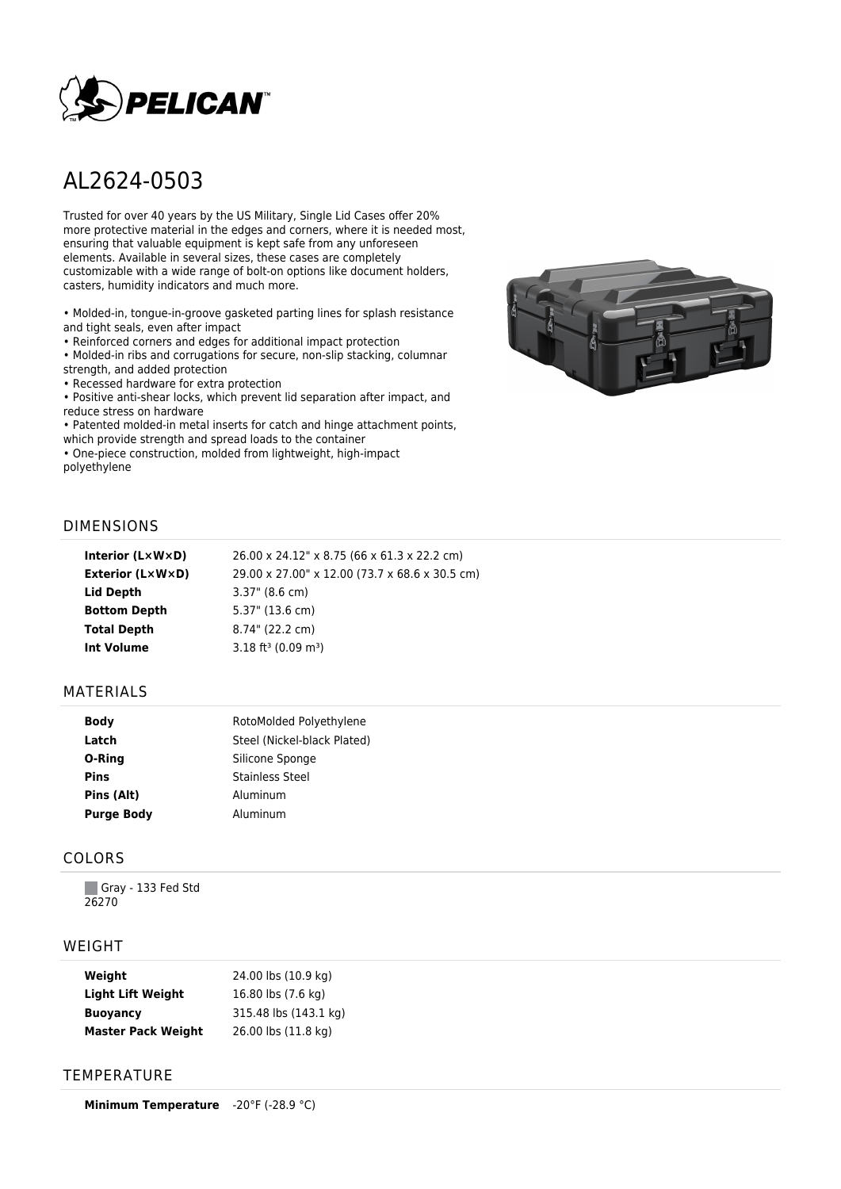# AL2624-0503

Trusted for over 40 years by the US Military, Single Lid Cases offer 20% more protective material in the edges and corners, where it is needed most, ensuring that valuable equipment is kept safe from any unforeseen elements. Available in several sizes, these cases are completely customizable with a wide range of bolt-on options like document holders, casters, humidity indicators and much more.

- Molded-in, tongue-in-groove gasketed parting lines for splash resistance and tight seals, even after impact
- Reinforced corners and edges for additional impact protection
- Molded-in ribs and corrugations for secure, non-slip stacking, columnar strength, and added protection
- Recessed hardware for extra protection
- Positive anti-shear locks, which prevent lid separation after impact, and reduce stress on hardware
- Patented molded-in metal inserts for catch and hinge attachment points, which provide strength and spread loads to the container
- One-piece construction, molded from lightweight, high-impact polyethylene

## DIMENSIONS

| | |
|---|---|
| **Interior (L×W×D)** | 26.00 x 24.12" x 8.75 (66 x 61.3 x 22.2 cm) |
| **Exterior (L×W×D)** | 29.00 x 27.00" x 12.00 (73.7 x 68.6 x 30.5 cm) |
| **Lid Depth** | 3.37" (8.6 cm) |
| **Bottom Depth** | 5.37" (13.6 cm) |
| **Total Depth** | 8.74" (22.2 cm) |
| **Int Volume** | 3.18 ft³ (0.09 m³) |

## MATERIALS

| | |
|---|---|
| **Body** | RotoMolded Polyethylene |
| **Latch** | Steel (Nickel-black Plated) |
| **O-Ring** | Silicone Sponge |
| **Pins** | Stainless Steel |
| **Pins (Alt)** | Aluminum |
| **Purge Body** | Aluminum |

## COLORS

Gray - 133 Fed Std 26270

## WEIGHT

| | |
|---|---|
| **Weight** | 24.00 lbs (10.9 kg) |
| **Light Lift Weight** | 16.80 lbs (7.6 kg) |
| **Buoyancy** | 315.48 lbs (143.1 kg) |
| **Master Pack Weight** | 26.00 lbs (11.8 kg) |

## TEMPERATURE

| | |
|---|---|
| **Minimum Temperature** | -20°F (-28.9 °C) |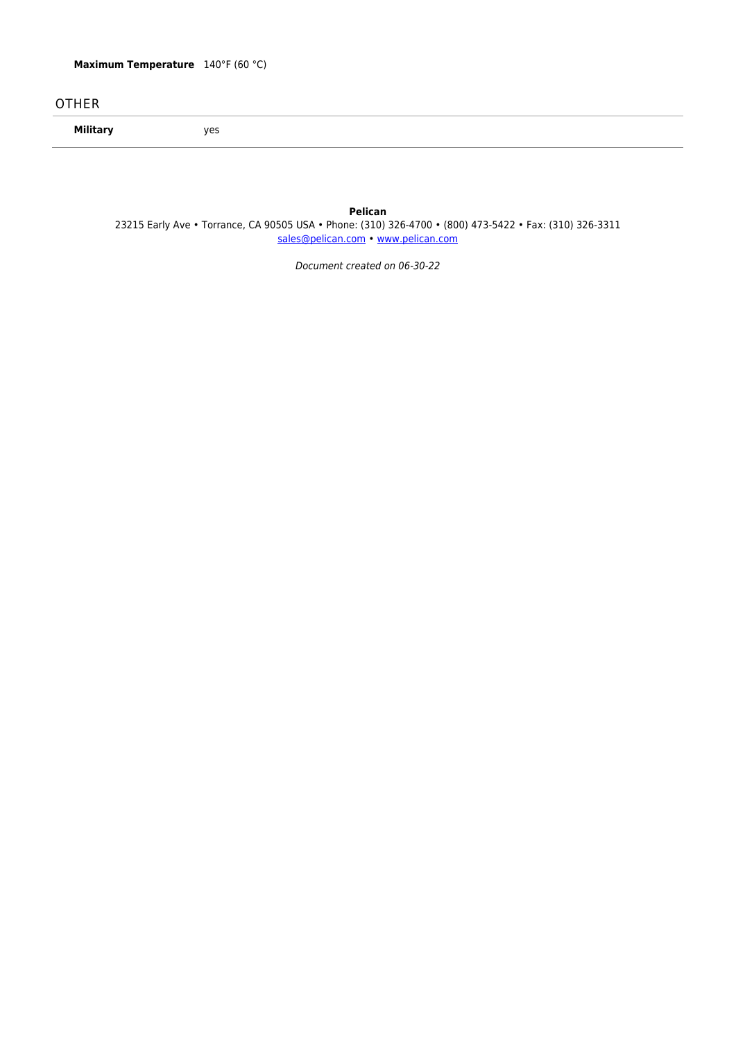| | |
|---|---|
| **Maximum Temperature** | 140°F (60 °C) |

## OTHER

| | |
|---|---|
| **Military** | yes |

**Pelican**

23215 Early Ave • Torrance, CA 90505 USA • Phone: (310) 326-4700 • (800) 473-5422 • Fax: (310) 326-3311

sales@pelican.com • www.pelican.com

*Document created on 06-30-22*